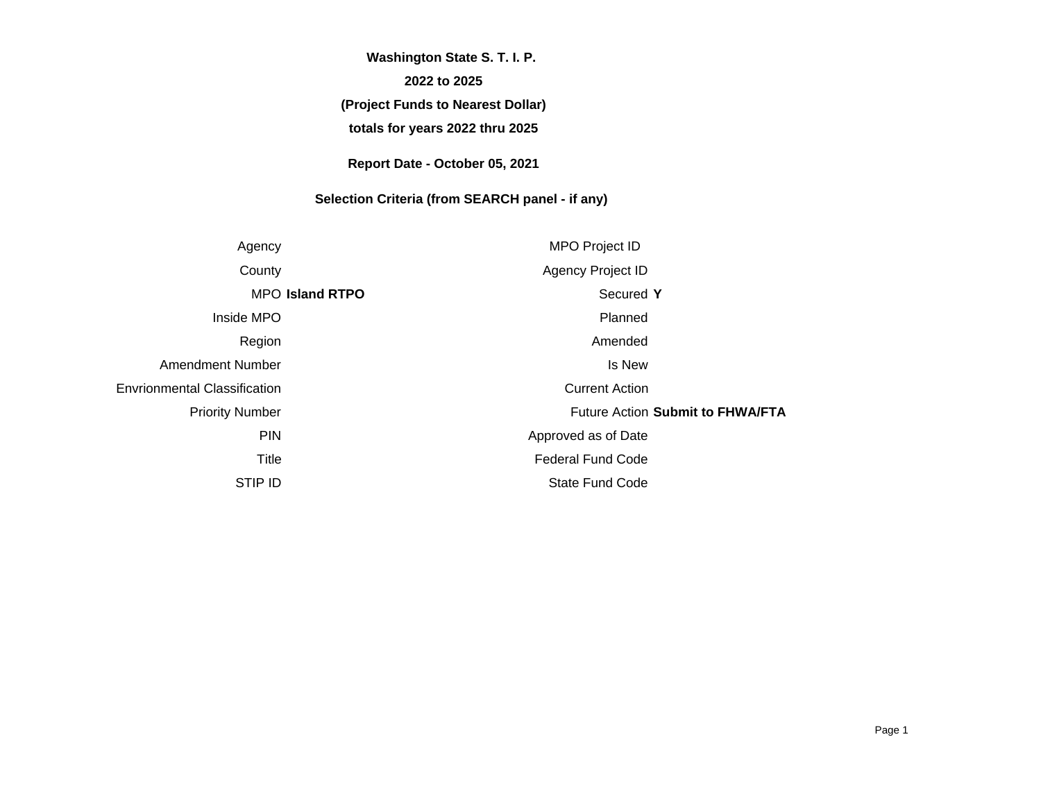**Washington State S. T. I. P.**

**2022 to 2025**

**(Project Funds to Nearest Dollar)**

**totals for years 2022 thru 2025**

**Report Date - October 05, 2021**

**Selection Criteria (from SEARCH panel - if any)**

| | | | |
|---|---|---|---|
| Agency | | MPO Project ID | |
| County | | Agency Project ID | |
| MPO | **Island RTPO** | Secured | **Y** |
| Inside MPO | | Planned | |
| Region | | Amended | |
| Amendment Number | | Is New | |
| Envrionmental Classification | | Current Action | |
| Priority Number | | Future Action | **Submit to FHWA/FTA** |
| PIN | | Approved as of Date | |
| Title | | Federal Fund Code | |
| STIP ID | | State Fund Code | |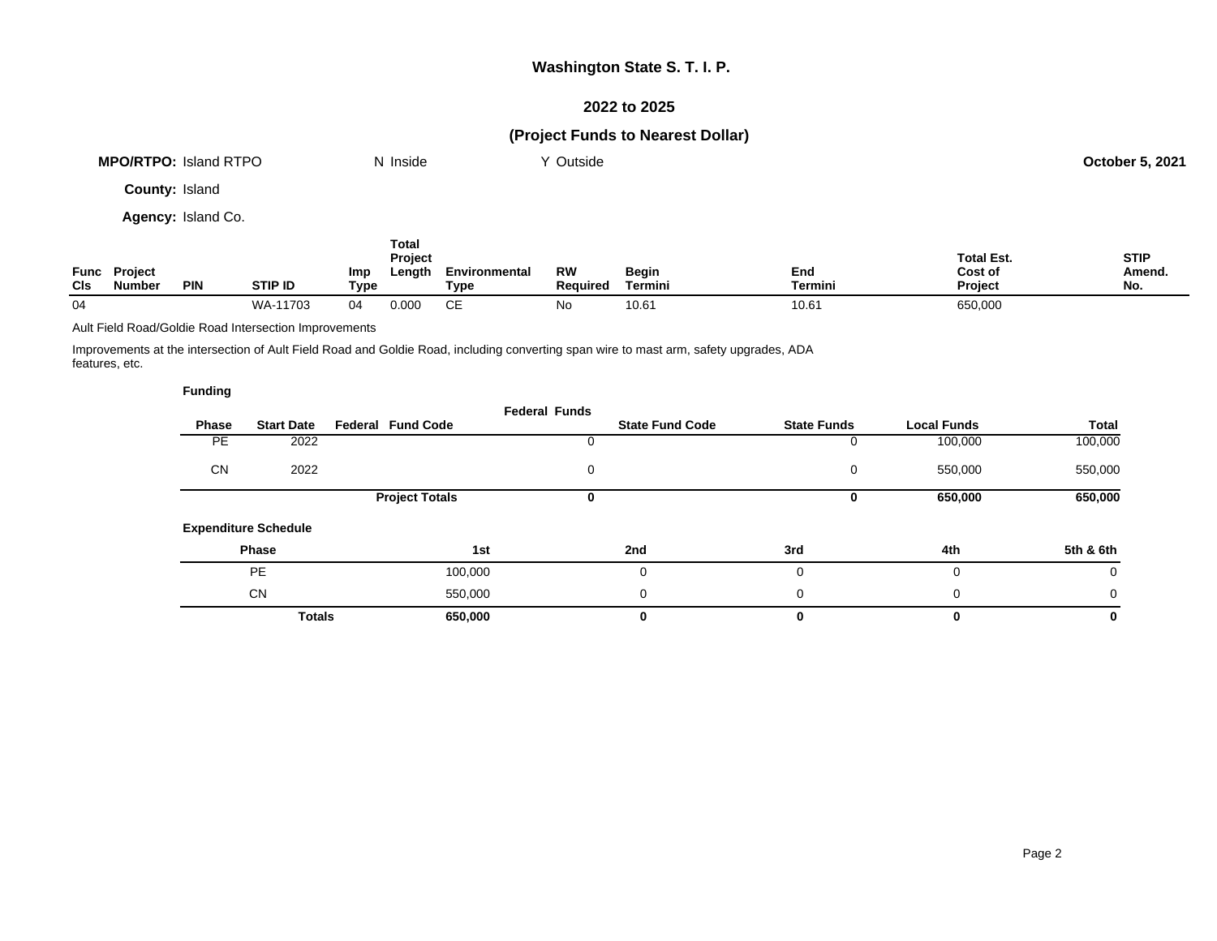# Washington State S. T. I. P.

## 2022 to 2025

## (Project Funds to Nearest Dollar)

**MPO/RTPO:** Island RTPO    N Inside    Y Outside    **October 5, 2021**

**County:** Island

**Agency:** Island Co.

| Func Cls | Project Number | PIN | STIP ID | Imp Type | Total Project Length | Environmental Type | RW Required | Begin Termini | End Termini | Total Est. Cost of Project | STIP Amend. No. |
|---|---|---|---|---|---|---|---|---|---|---|---|
| 04 | | | WA-11703 | 04 | 0.000 | CE | No | 10.61 | 10.61 | 650,000 | |

Ault Field Road/Goldie Road Intersection Improvements

Improvements at the intersection of Ault Field Road and Goldie Road, including converting span wire to mast arm, safety upgrades, ADA features, etc.

**Funding**

| Phase | Start Date | Federal Fund Code | Federal Funds | State Fund Code | State Funds | Local Funds | Total |
|---|---|---|---|---|---|---|---|
| PE | 2022 | | 0 | | 0 | 100,000 | 100,000 |
| CN | 2022 | | 0 | | 0 | 550,000 | 550,000 |
| | | **Project Totals** | **0** | | **0** | **650,000** | **650,000** |

**Expenditure Schedule**

| Phase | 1st | 2nd | 3rd | 4th | 5th & 6th |
|---|---|---|---|---|---|
| PE | 100,000 | 0 | 0 | 0 | 0 |
| CN | 550,000 | 0 | 0 | 0 | 0 |
| **Totals** | **650,000** | **0** | **0** | **0** | **0** |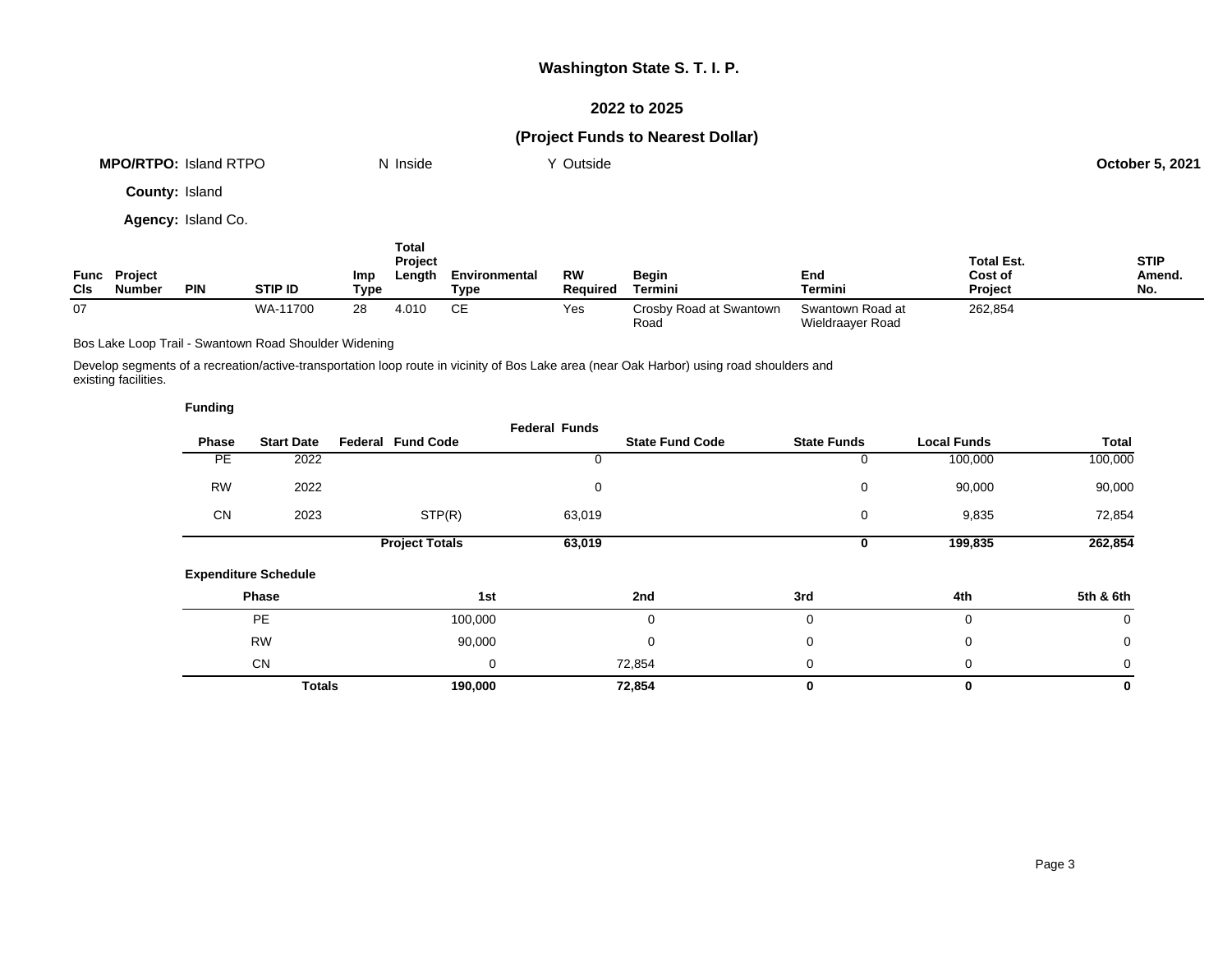**Washington State S. T. I. P.**

**2022 to 2025**

**(Project Funds to Nearest Dollar)**

**MPO/RTPO:** Island RTPO N Inside Y Outside **October 5, 2021**

**County:** Island

**Agency:** Island Co.

| Func Cls | Project Number | PIN | STIP ID | Imp Type | Total Project Length | Environmental Type | RW Required | Begin Termini | End Termini | Total Est. Cost of Project | STIP Amend. No. |
|---|---|---|---|---|---|---|---|---|---|---|---|
| 07 | | | WA-11700 | 28 | 4.010 | CE | Yes | Crosby Road at Swantown Road | Swantown Road at Wieldraayer Road | 262,854 | |

Bos Lake Loop Trail - Swantown Road Shoulder Widening

Develop segments of a recreation/active-transportation loop route in vicinity of Bos Lake area (near Oak Harbor) using road shoulders and existing facilities.

**Funding**

| Phase | Start Date | Federal Fund Code | Federal Funds | State Fund Code | State Funds | Local Funds | Total |
|---|---|---|---|---|---|---|---|
| PE | 2022 | | 0 | | 0 | 100,000 | 100,000 |
| RW | 2022 | | 0 | | 0 | 90,000 | 90,000 |
| CN | 2023 | STP(R) | 63,019 | | 0 | 9,835 | 72,854 |
| | | **Project Totals** | **63,019** | | **0** | **199,835** | **262,854** |

**Expenditure Schedule**

| Phase | 1st | 2nd | 3rd | 4th | 5th & 6th |
|---|---|---|---|---|---|
| PE | 100,000 | 0 | 0 | 0 | 0 |
| RW | 90,000 | 0 | 0 | 0 | 0 |
| CN | 0 | 72,854 | 0 | 0 | 0 |
| **Totals** | **190,000** | **72,854** | **0** | **0** | **0** |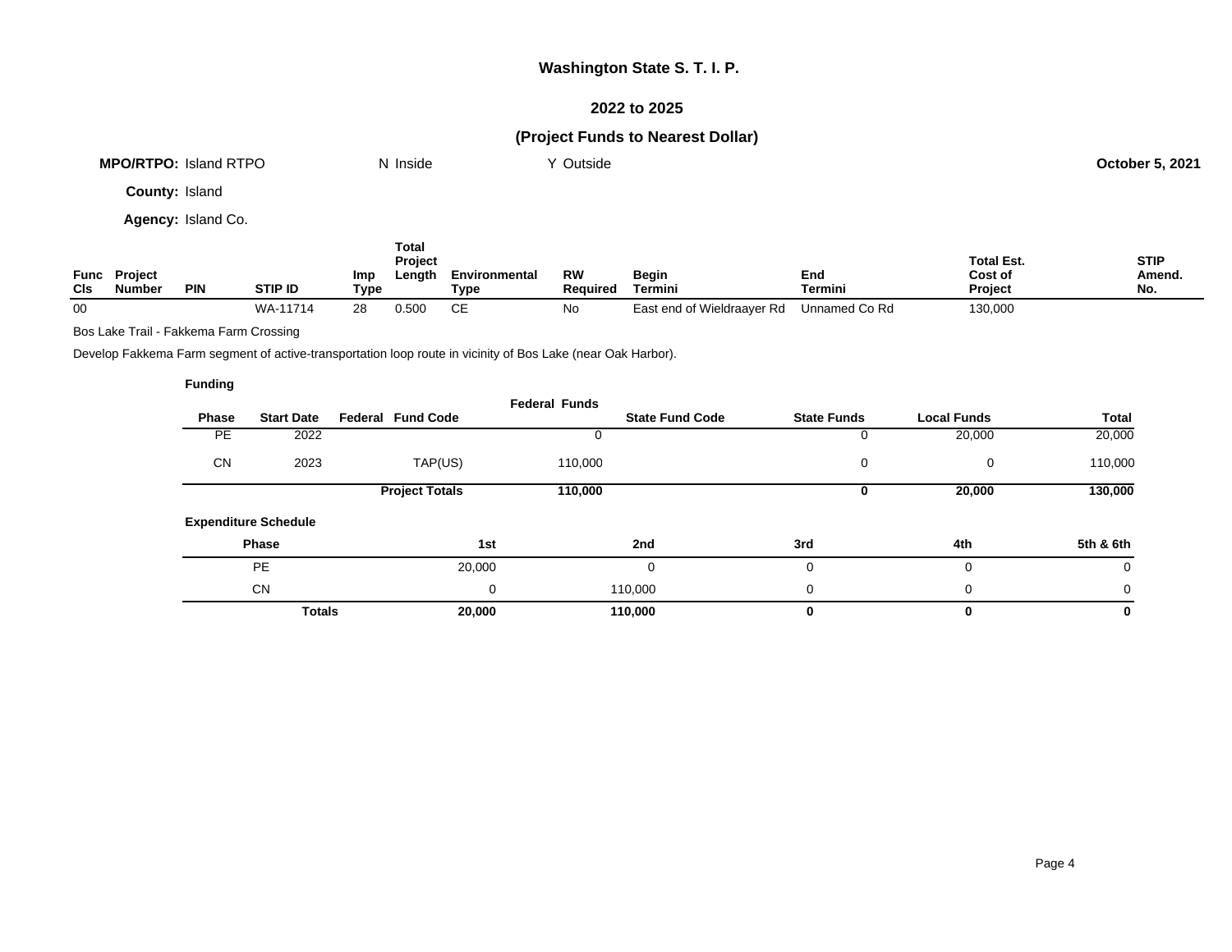# Washington State S. T. I. P.

## 2022 to 2025

## (Project Funds to Nearest Dollar)

**MPO/RTPO:** Island RTPO N Inside Y Outside **October 5, 2021**

**County:** Island

**Agency:** Island Co.

| Func Cls | Project Number | PIN | STIP ID | Imp Type | Total Project Length | Environmental Type | RW Required | Begin Termini | End Termini | Total Est. Cost of Project | STIP Amend. No. |
|---|---|---|---|---|---|---|---|---|---|---|---|
| 00 | | | WA-11714 | 28 | 0.500 | CE | No | East end of Wieldraayer Rd | Unnamed Co Rd | 130,000 | |

Bos Lake Trail - Fakkema Farm Crossing

Develop Fakkema Farm segment of active-transportation loop route in vicinity of Bos Lake (near Oak Harbor).

**Funding**

| Phase | Start Date | Federal Fund Code | Federal Funds | State Fund Code | State Funds | Local Funds | Total |
|---|---|---|---|---|---|---|---|
| PE | 2022 | | 0 | | 0 | 20,000 | 20,000 |
| CN | 2023 | TAP(US) | 110,000 | | 0 | 0 | 110,000 |
| | | **Project Totals** | **110,000** | | **0** | **20,000** | **130,000** |

**Expenditure Schedule**

| Phase | 1st | 2nd | 3rd | 4th | 5th & 6th |
|---|---|---|---|---|---|
| PE | 20,000 | 0 | 0 | 0 | 0 |
| CN | 0 | 110,000 | 0 | 0 | 0 |
| **Totals** | **20,000** | **110,000** | **0** | **0** | **0** |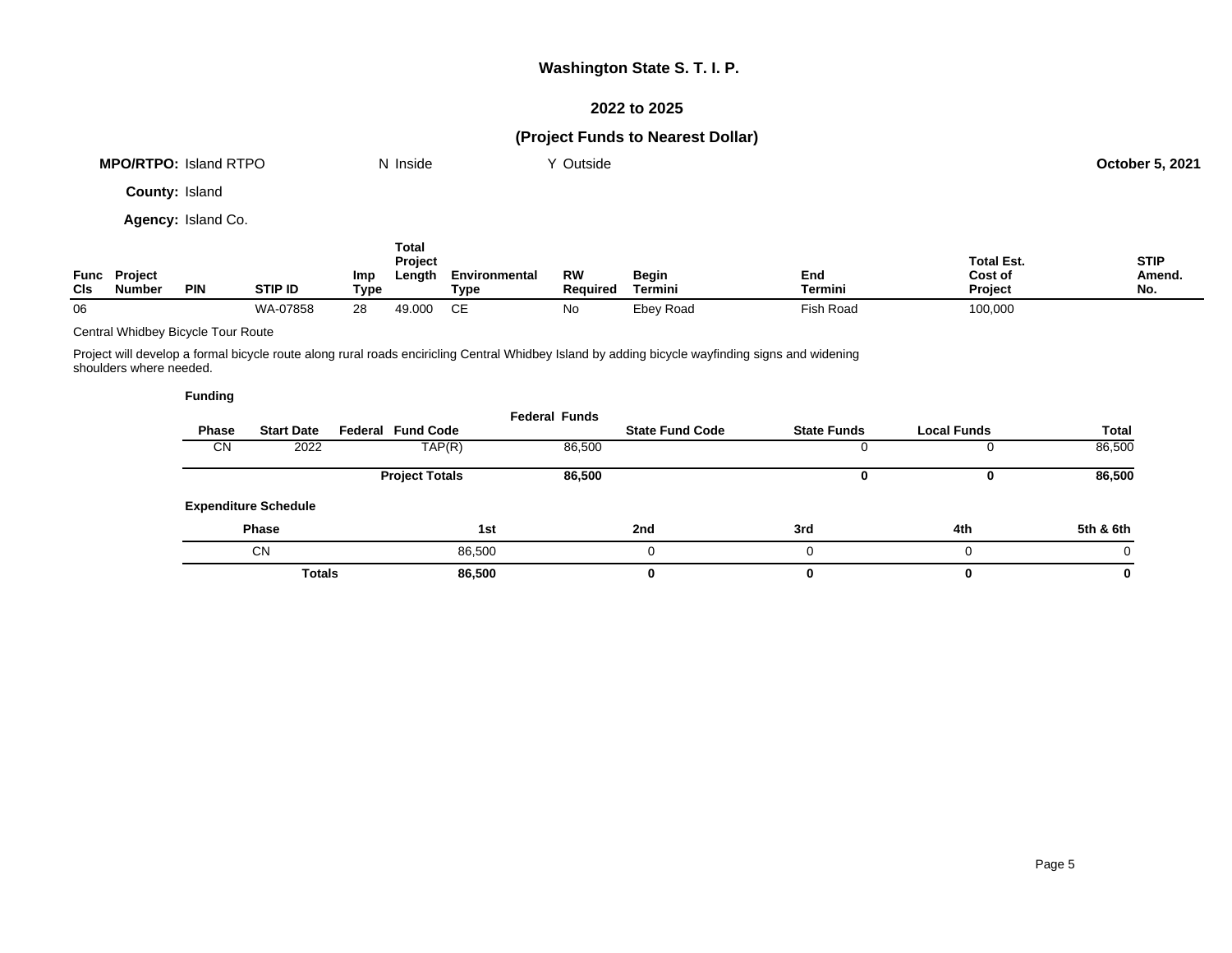# Washington State S. T. I. P.

## 2022 to 2025

## (Project Funds to Nearest Dollar)

**MPO/RTPO:** Island RTPO &nbsp;&nbsp;&nbsp; N Inside &nbsp;&nbsp;&nbsp; Y Outside &nbsp;&nbsp;&nbsp; **October 5, 2021**

**County:** Island

**Agency:** Island Co.

| Func Cls | Project Number | PIN | STIP ID | Imp Type | Total Project Length | Environmental Type | RW Required | Begin Termini | End Termini | Total Est. Cost of Project | STIP Amend. No. |
|---|---|---|---|---|---|---|---|---|---|---|---|
| 06 | | | WA-07858 | 28 | 49.000 | CE | No | Ebey Road | Fish Road | 100,000 | |

Central Whidbey Bicycle Tour Route

Project will develop a formal bicycle route along rural roads encircling Central Whidbey Island by adding bicycle wayfinding signs and widening shoulders where needed.

**Funding**

| Phase | Start Date | Federal Fund Code | Federal Funds | State Fund Code | State Funds | Local Funds | Total |
|---|---|---|---|---|---|---|---|
| CN | 2022 | TAP(R) | 86,500 | | 0 | 0 | 86,500 |
| | | **Project Totals** | **86,500** | | **0** | **0** | **86,500** |

**Expenditure Schedule**

| Phase | 1st | 2nd | 3rd | 4th | 5th & 6th |
|---|---|---|---|---|---|
| CN | 86,500 | 0 | 0 | 0 | 0 |
| **Totals** | **86,500** | **0** | **0** | **0** | **0** |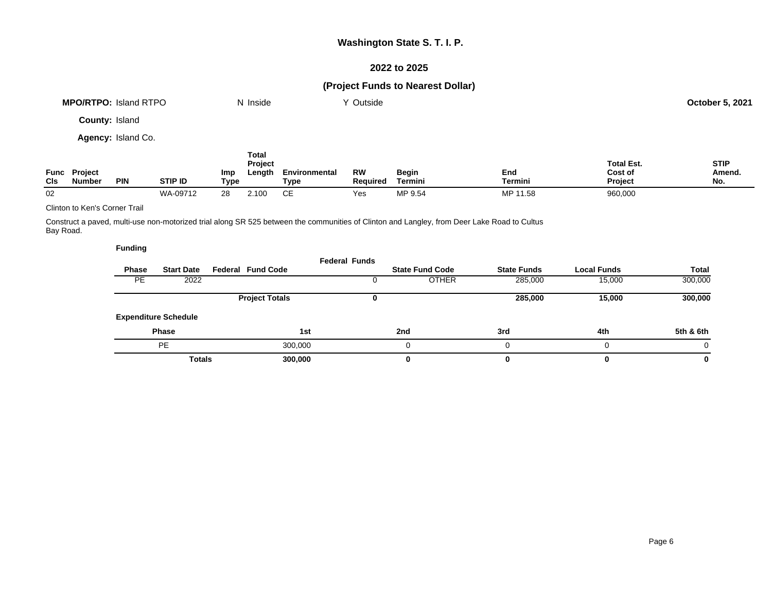# Washington State S. T. I. P.

## 2022 to 2025

## (Project Funds to Nearest Dollar)

**MPO/RTPO:** Island RTPO &nbsp;&nbsp;&nbsp; N Inside &nbsp;&nbsp;&nbsp; Y Outside &nbsp;&nbsp;&nbsp; **October 5, 2021**

**County:** Island

**Agency:** Island Co.

| Func Cls | Project Number | PIN | STIP ID | Imp Type | Total Project Length | Environmental Type | RW Required | Begin Termini | End Termini | Total Est. Cost of Project | STIP Amend. No. |
|---|---|---|---|---|---|---|---|---|---|---|---|
| 02 | | | WA-09712 | 28 | 2.100 | CE | Yes | MP 9.54 | MP 11.58 | 960,000 | |

Clinton to Ken's Corner Trail

Construct a paved, multi-use non-motorized trial along SR 525 between the communities of Clinton and Langley, from Deer Lake Road to Cultus Bay Road.

**Funding**

| Phase | Start Date | Federal Fund Code | Federal Funds | State Fund Code | State Funds | Local Funds | Total |
|---|---|---|---|---|---|---|---|
| PE | 2022 | | 0 | OTHER | 285,000 | 15,000 | 300,000 |
| | | **Project Totals** | **0** | | **285,000** | **15,000** | **300,000** |

**Expenditure Schedule**

| Phase | 1st | 2nd | 3rd | 4th | 5th & 6th |
|---|---|---|---|---|---|
| PE | 300,000 | 0 | 0 | 0 | 0 |
| **Totals** | **300,000** | **0** | **0** | **0** | **0** |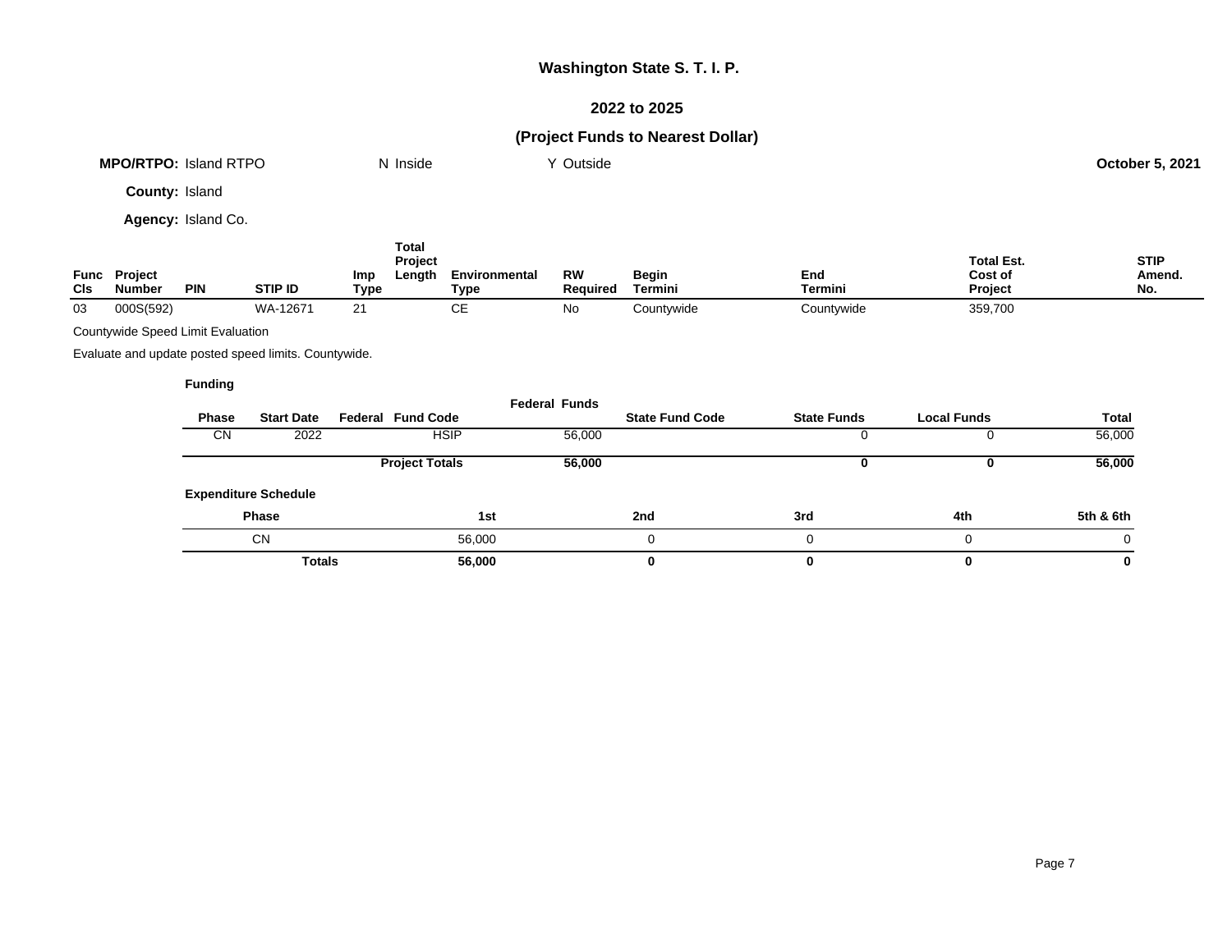# Washington State S. T. I. P.

## 2022 to 2025

### (Project Funds to Nearest Dollar)

**MPO/RTPO:** Island RTPO N Inside Y Outside **October 5, 2021**

**County:** Island

**Agency:** Island Co.

| Func Cls | Project Number | PIN | STIP ID | Imp Type | Total Project Length | Environmental Type | RW Required | Begin Termini | End Termini | Total Est. Cost of Project | STIP Amend. No. |
|---|---|---|---|---|---|---|---|---|---|---|---|
| 03 | 000S(592) | | WA-12671 | 21 | | CE | No | Countywide | Countywide | 359,700 | |

Countywide Speed Limit Evaluation

Evaluate and update posted speed limits. Countywide.

**Funding**

| Phase | Start Date | Federal Fund Code | Federal Funds | State Fund Code | State Funds | Local Funds | Total |
|---|---|---|---|---|---|---|---|
| CN | 2022 | HSIP | 56,000 | | 0 | 0 | 56,000 |
| | | **Project Totals** | **56,000** | | **0** | **0** | **56,000** |

**Expenditure Schedule**

| Phase | 1st | 2nd | 3rd | 4th | 5th & 6th |
|---|---|---|---|---|---|
| CN | 56,000 | 0 | 0 | 0 | 0 |
| **Totals** | **56,000** | **0** | **0** | **0** | **0** |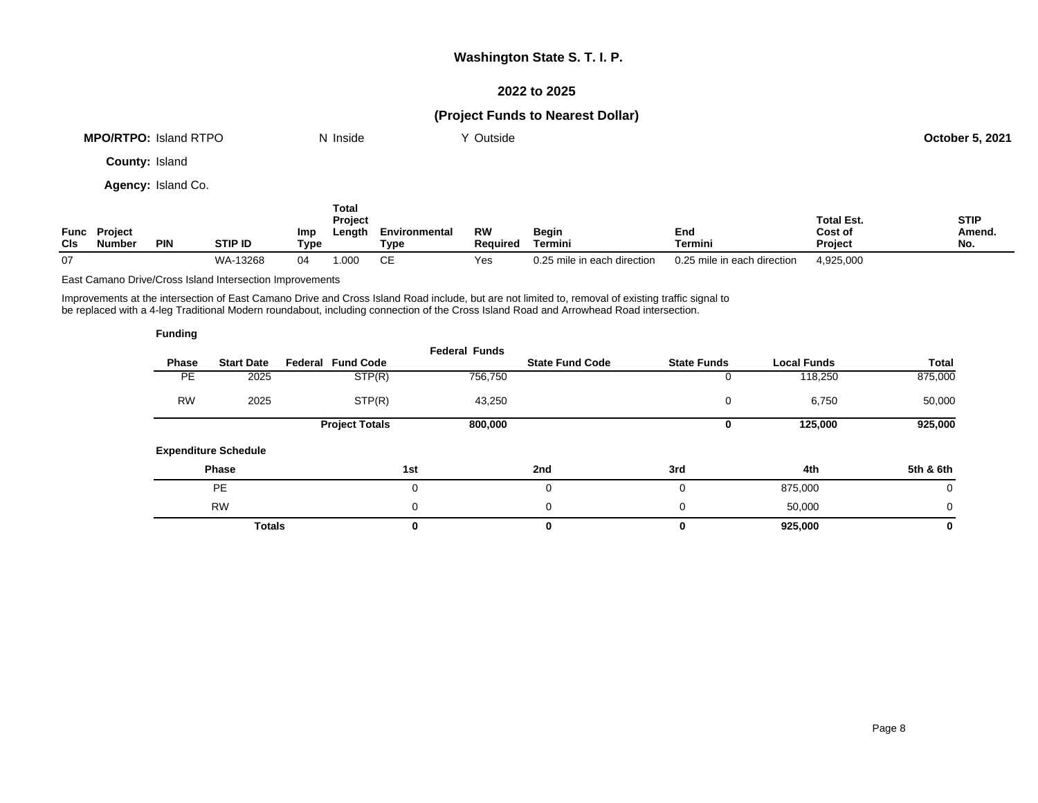# Washington State S. T. I. P.

## 2022 to 2025

## (Project Funds to Nearest Dollar)

**MPO/RTPO:** Island RTPO N Inside Y Outside **October 5, 2021**

**County:** Island

**Agency:** Island Co.

| Func Cls | Project Number | PIN | STIP ID | Imp Type | Total Project Length | Environmental Type | RW Required | Begin Termini | End Termini | Total Est. Cost of Project | STIP Amend. No. |
|---|---|---|---|---|---|---|---|---|---|---|---|
| 07 | | | WA-13268 | 04 | 1.000 | CE | Yes | 0.25 mile in each direction | 0.25 mile in each direction | 4,925,000 | |

East Camano Drive/Cross Island Intersection Improvements

Improvements at the intersection of East Camano Drive and Cross Island Road include, but are not limited to, removal of existing traffic signal to be replaced with a 4-leg Traditional Modern roundabout, including connection of the Cross Island Road and Arrowhead Road intersection.

**Funding**

| Phase | Start Date | Federal Fund Code | Federal Funds | State Fund Code | State Funds | Local Funds | Total |
|---|---|---|---|---|---|---|---|
| PE | 2025 | STP(R) | 756,750 | | 0 | 118,250 | 875,000 |
| RW | 2025 | STP(R) | 43,250 | | 0 | 6,750 | 50,000 |
| | | **Project Totals** | **800,000** | | **0** | **125,000** | **925,000** |

**Expenditure Schedule**

| Phase | 1st | 2nd | 3rd | 4th | 5th & 6th |
|---|---|---|---|---|---|
| PE | 0 | 0 | 0 | 875,000 | 0 |
| RW | 0 | 0 | 0 | 50,000 | 0 |
| **Totals** | **0** | **0** | **0** | **925,000** | **0** |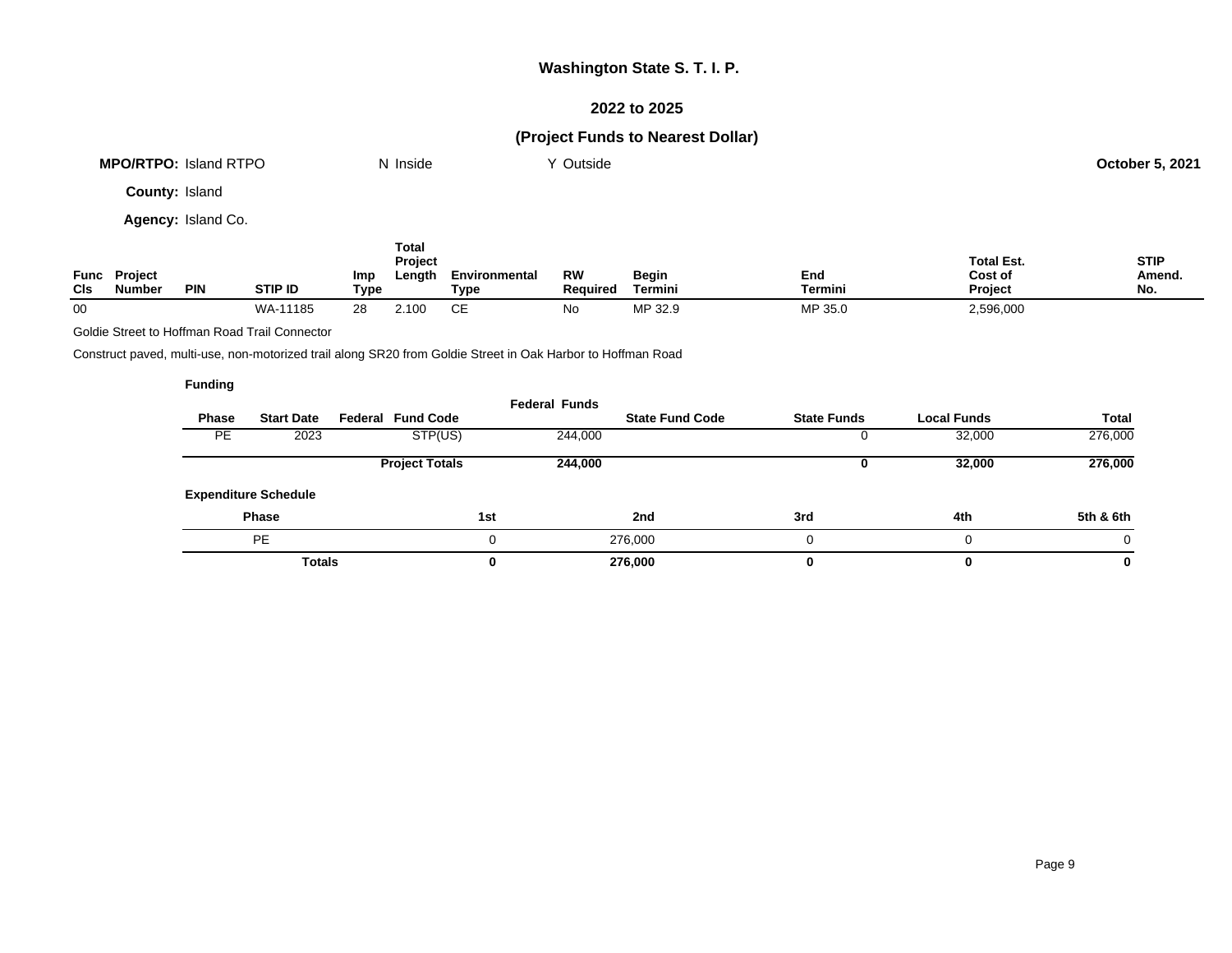# Washington State S. T. I. P.

## 2022 to 2025

## (Project Funds to Nearest Dollar)

**MPO/RTPO:** Island RTPO    N Inside    Y Outside    **October 5, 2021**

**County:** Island

**Agency:** Island Co.

| Func Cls | Project Number | PIN | STIP ID | Imp Type | Total Project Length | Environmental Type | RW Required | Begin Termini | End Termini | Total Est. Cost of Project | STIP Amend. No. |
|---|---|---|---|---|---|---|---|---|---|---|---|
| 00 | | | WA-11185 | 28 | 2.100 | CE | No | MP 32.9 | MP 35.0 | 2,596,000 | |

Goldie Street to Hoffman Road Trail Connector

Construct paved, multi-use, non-motorized trail along SR20 from Goldie Street in Oak Harbor to Hoffman Road

**Funding**

| Phase | Start Date | Federal Fund Code | Federal Funds | State Fund Code | State Funds | Local Funds | Total |
|---|---|---|---|---|---|---|---|
| PE | 2023 | STP(US) | 244,000 | | 0 | 32,000 | 276,000 |
| | | **Project Totals** | **244,000** | | **0** | **32,000** | **276,000** |

**Expenditure Schedule**

| Phase | 1st | 2nd | 3rd | 4th | 5th & 6th |
|---|---|---|---|---|---|
| PE | 0 | 276,000 | 0 | 0 | 0 |
| **Totals** | **0** | **276,000** | **0** | **0** | **0** |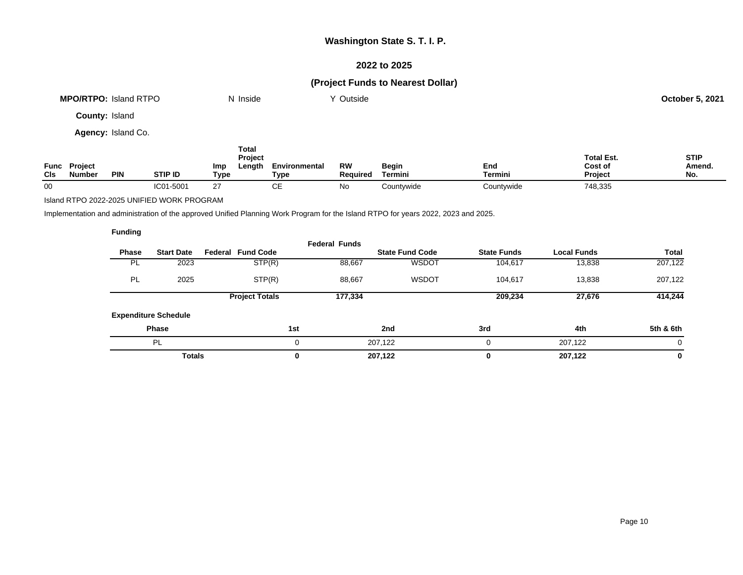# Washington State S. T. I. P.

## 2022 to 2025

## (Project Funds to Nearest Dollar)

**MPO/RTPO:** Island RTPO N Inside Y Outside **October 5, 2021**

**County:** Island

**Agency:** Island Co.

| Func Cls | Project Number | PIN | STIP ID | Imp Type | Total Project Length | Environmental Type | RW Required | Begin Termini | End Termini | Total Est. Cost of Project | STIP Amend. No. |
|---|---|---|---|---|---|---|---|---|---|---|---|
| 00 | | | IC01-5001 | 27 | | CE | No | Countywide | Countywide | 748,335 | |

Island RTPO 2022-2025 UNIFIED WORK PROGRAM

Implementation and administration of the approved Unified Planning Work Program for the Island RTPO for years 2022, 2023 and 2025.

**Funding**

| Phase | Start Date | Federal Fund Code | Federal Funds | State Fund Code | State Funds | Local Funds | Total |
|---|---|---|---|---|---|---|---|
| PL | 2023 | STP(R) | 88,667 | WSDOT | 104,617 | 13,838 | 207,122 |
| PL | 2025 | STP(R) | 88,667 | WSDOT | 104,617 | 13,838 | 207,122 |
| | | **Project Totals** | **177,334** | | **209,234** | **27,676** | **414,244** |

**Expenditure Schedule**

| Phase | 1st | 2nd | 3rd | 4th | 5th & 6th |
|---|---|---|---|---|---|
| PL | 0 | 207,122 | 0 | 207,122 | 0 |
| **Totals** | **0** | **207,122** | **0** | **207,122** | **0** |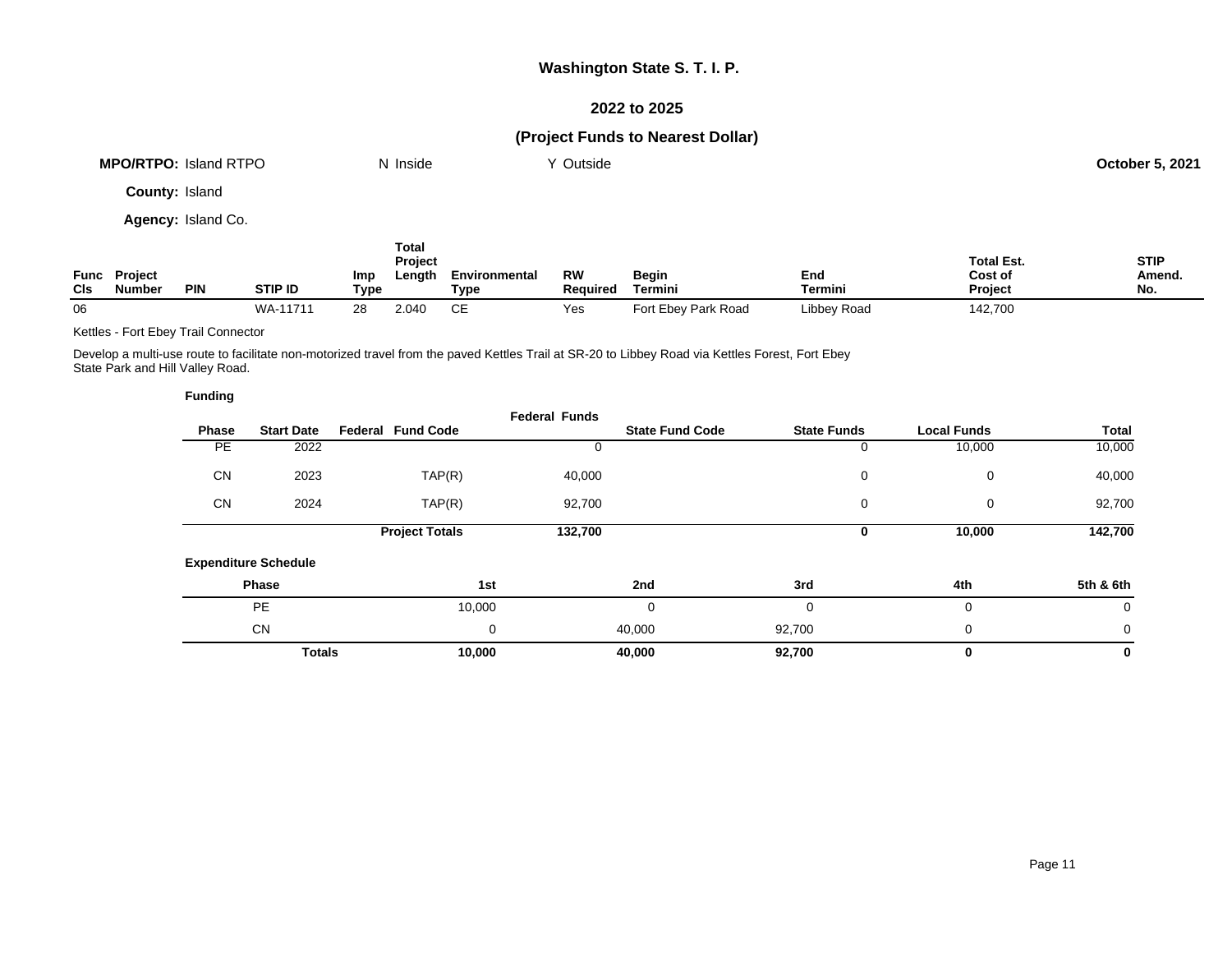# Washington State S. T. I. P.

## 2022 to 2025

## (Project Funds to Nearest Dollar)

**MPO/RTPO:** Island RTPO N Inside Y Outside **October 5, 2021**

**County:** Island

**Agency:** Island Co.

| Func Cls | Project Number | PIN | STIP ID | Imp Type | Total Project Length | Environmental Type | RW Required | Begin Termini | End Termini | Total Est. Cost of Project | STIP Amend. No. |
|---|---|---|---|---|---|---|---|---|---|---|---|
| 06 | | | WA-11711 | 28 | 2.040 | CE | Yes | Fort Ebey Park Road | Libbey Road | 142,700 | |

Kettles - Fort Ebey Trail Connector

Develop a multi-use route to facilitate non-motorized travel from the paved Kettles Trail at SR-20 to Libbey Road via Kettles Forest, Fort Ebey State Park and Hill Valley Road.

**Funding**

| Phase | Start Date | Federal Fund Code | Federal Funds | State Fund Code | State Funds | Local Funds | Total |
|---|---|---|---|---|---|---|---|
| PE | 2022 | | 0 | | 0 | 10,000 | 10,000 |
| CN | 2023 | TAP(R) | 40,000 | | 0 | 0 | 40,000 |
| CN | 2024 | TAP(R) | 92,700 | | 0 | 0 | 92,700 |
| | | **Project Totals** | **132,700** | | **0** | **10,000** | **142,700** |

**Expenditure Schedule**

| Phase | 1st | 2nd | 3rd | 4th | 5th & 6th |
|---|---|---|---|---|---|
| PE | 10,000 | 0 | 0 | 0 | 0 |
| CN | 0 | 40,000 | 92,700 | 0 | 0 |
| **Totals** | **10,000** | **40,000** | **92,700** | **0** | **0** |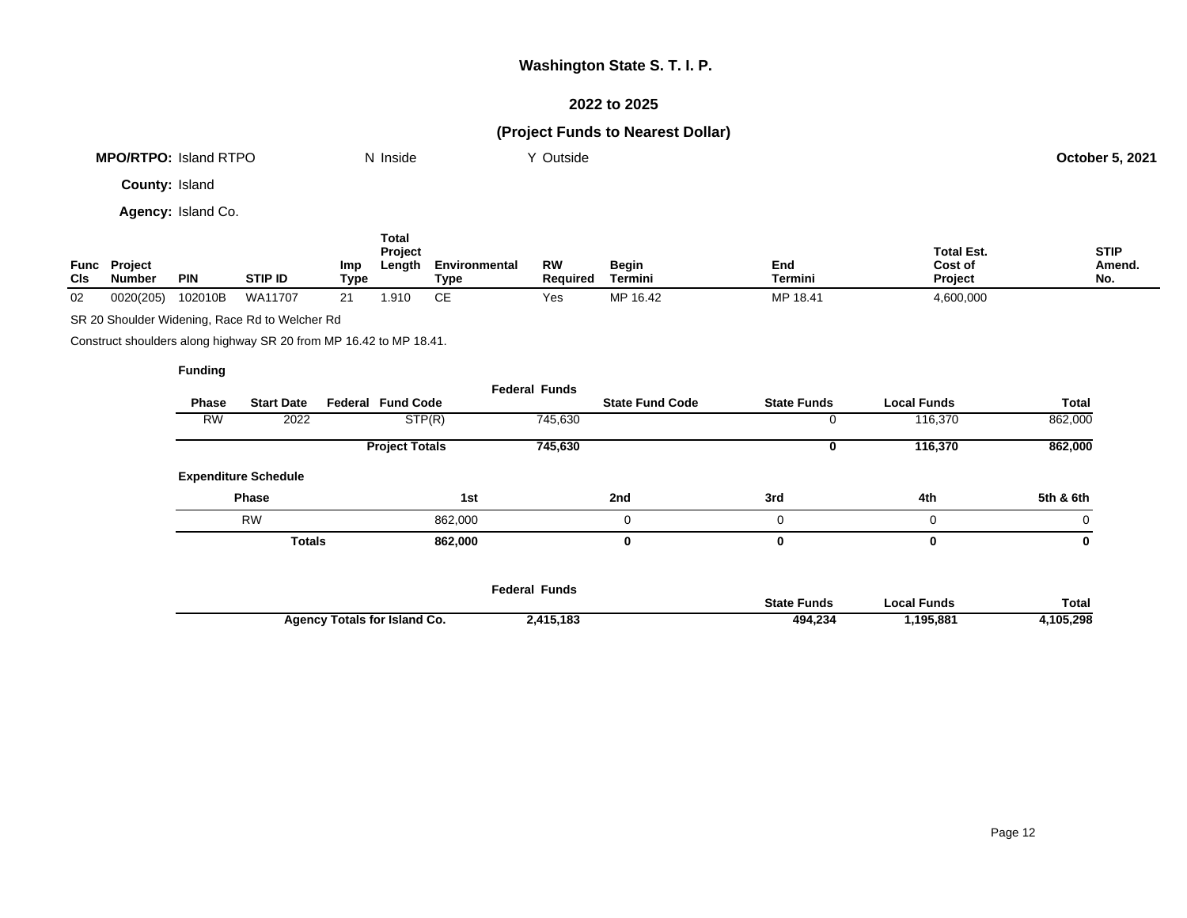# Washington State S. T. I. P.

## 2022 to 2025

## (Project Funds to Nearest Dollar)

**MPO/RTPO:** Island RTPO    N Inside    Y Outside    **October 5, 2021**

**County:** Island

**Agency:** Island Co.

| Func Cls | Project Number | PIN | STIP ID | Imp Type | Total Project Length | Environmental Type | RW Required | Begin Termini | End Termini | Total Est. Cost of Project | STIP Amend. No. |
|---|---|---|---|---|---|---|---|---|---|---|---|
| 02 | 0020(205) | 102010B | WA11707 | 21 | 1.910 | CE | Yes | MP 16.42 | MP 18.41 | 4,600,000 | |

SR 20 Shoulder Widening, Race Rd to Welcher Rd

Construct shoulders along highway SR 20 from MP 16.42 to MP 18.41.

**Funding**

| Phase | Start Date | Federal Fund Code | Federal Funds | State Fund Code | State Funds | Local Funds | Total |
|---|---|---|---|---|---|---|---|
| RW | 2022 | STP(R) | 745,630 | | 0 | 116,370 | 862,000 |
| | | **Project Totals** | **745,630** | | **0** | **116,370** | **862,000** |

**Expenditure Schedule**

| Phase | 1st | 2nd | 3rd | 4th | 5th & 6th |
|---|---|---|---|---|---|
| RW | 862,000 | 0 | 0 | 0 | 0 |
| **Totals** | **862,000** | **0** | **0** | **0** | **0** |

| | Federal Funds | State Funds | Local Funds | Total |
|---|---|---|---|---|
| **Agency Totals for Island Co.** | **2,415,183** | **494,234** | **1,195,881** | **4,105,298** |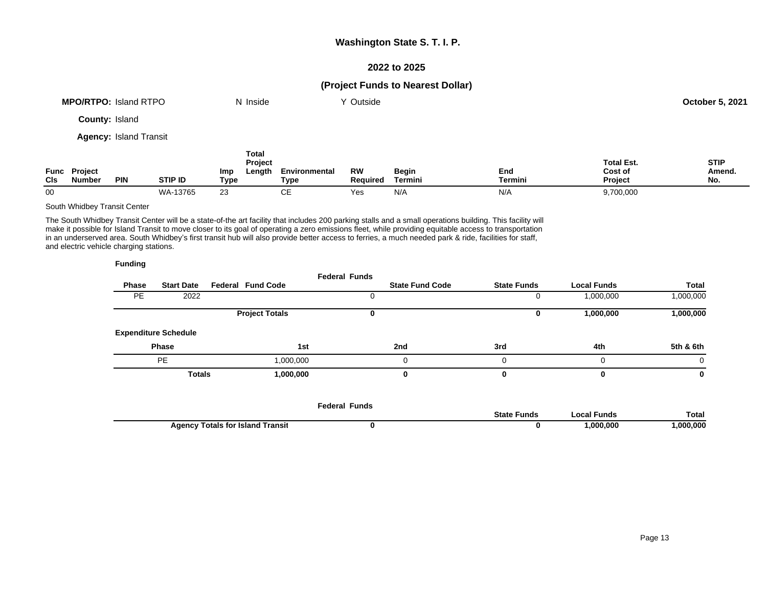# Washington State S. T. I. P.

## 2022 to 2025

## (Project Funds to Nearest Dollar)

**MPO/RTPO:** Island RTPO N Inside Y Outside **October 5, 2021**

**County:** Island

**Agency:** Island Transit

| Func Cls | Project Number | PIN | STIP ID | Imp Type | Total Project Length | Environmental Type | RW Required | Begin Termini | End Termini | Total Est. Cost of Project | STIP Amend. No. |
|---|---|---|---|---|---|---|---|---|---|---|---|
| 00 | | | WA-13765 | 23 | | CE | Yes | N/A | N/A | 9,700,000 | |

South Whidbey Transit Center

The South Whidbey Transit Center will be a state-of-the art facility that includes 200 parking stalls and a small operations building. This facility will make it possible for Island Transit to move closer to its goal of operating a zero emissions fleet, while providing equitable access to transportation in an underserved area. South Whidbey's first transit hub will also provide better access to ferries, a much needed park & ride, facilities for staff, and electric vehicle charging stations.

**Funding**

| Phase | Start Date | Federal Fund Code | Federal Funds | State Fund Code | State Funds | Local Funds | Total |
|---|---|---|---|---|---|---|---|
| PE | 2022 | | 0 | | 0 | 1,000,000 | 1,000,000 |
| | | **Project Totals** | **0** | | **0** | **1,000,000** | **1,000,000** |

**Expenditure Schedule**

| Phase | 1st | 2nd | 3rd | 4th | 5th & 6th |
|---|---|---|---|---|---|
| PE | 1,000,000 | 0 | 0 | 0 | 0 |
| **Totals** | **1,000,000** | **0** | **0** | **0** | **0** |

| | Federal Funds | State Funds | Local Funds | Total |
|---|---|---|---|---|
| **Agency Totals for Island Transit** | **0** | **0** | **1,000,000** | **1,000,000** |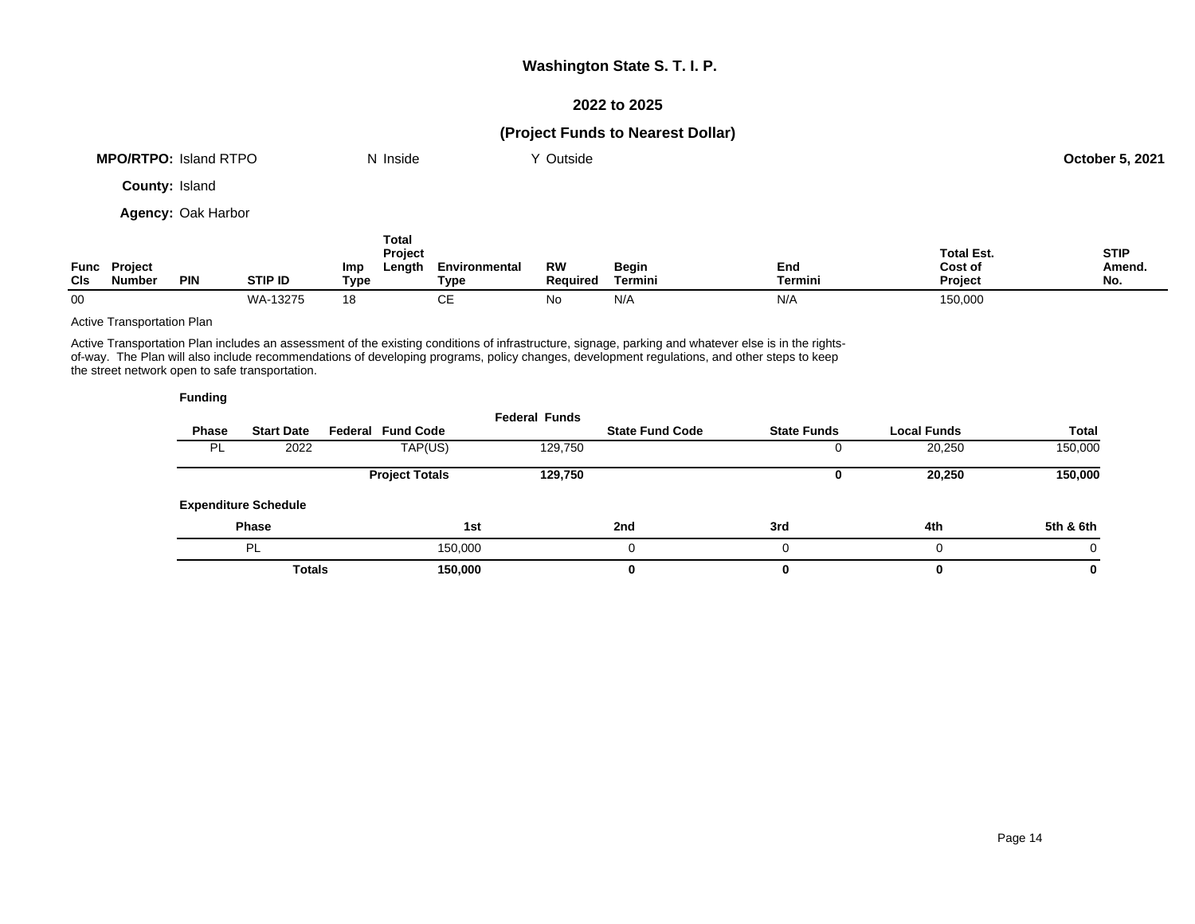# Washington State S. T. I. P.

## 2022 to 2025

## (Project Funds to Nearest Dollar)

**MPO/RTPO:** Island RTPO N Inside Y Outside **October 5, 2021**

**County:** Island

**Agency:** Oak Harbor

| Func Cls | Project Number | PIN | STIP ID | Imp Type | Total Project Length | Environmental Type | RW Required | Begin Termini | End Termini | Total Est. Cost of Project | STIP Amend. No. |
|---|---|---|---|---|---|---|---|---|---|---|---|
| 00 | | | WA-13275 | 18 | | CE | No | N/A | N/A | 150,000 | |

Active Transportation Plan

Active Transportation Plan includes an assessment of the existing conditions of infrastructure, signage, parking and whatever else is in the rights-of-way. The Plan will also include recommendations of developing programs, policy changes, development regulations, and other steps to keep the street network open to safe transportation.

**Funding**

| Phase | Start Date | Federal Fund Code | Federal Funds | State Fund Code | State Funds | Local Funds | Total |
|---|---|---|---|---|---|---|---|
| PL | 2022 | TAP(US) | 129,750 | | 0 | 20,250 | 150,000 |
| | | **Project Totals** | **129,750** | | **0** | **20,250** | **150,000** |

**Expenditure Schedule**

| Phase | 1st | 2nd | 3rd | 4th | 5th & 6th |
|---|---|---|---|---|---|
| PL | 150,000 | 0 | 0 | 0 | 0 |
| **Totals** | **150,000** | **0** | **0** | **0** | **0** |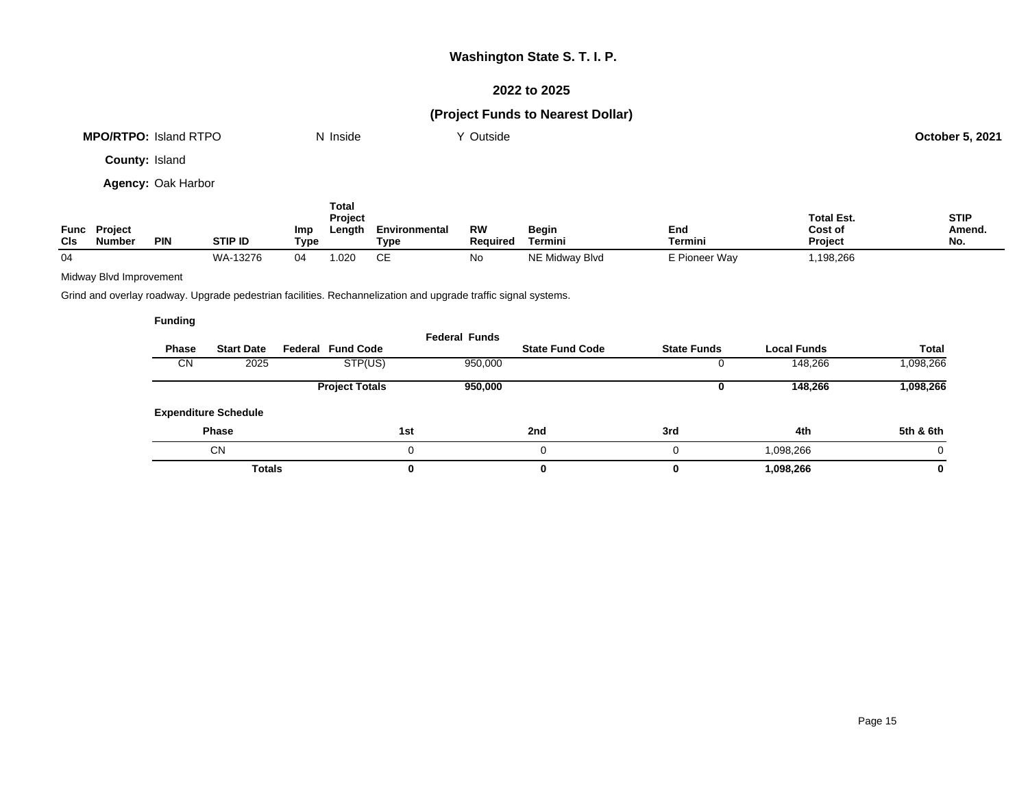# Washington State S. T. I. P.

## 2022 to 2025

## (Project Funds to Nearest Dollar)

**MPO/RTPO:** Island RTPO　　N Inside　　Y Outside　　**October 5, 2021**

**County:** Island

**Agency:** Oak Harbor

| Func Cls | Project Number | PIN | STIP ID | Imp Type | Total Project Length | Environmental Type | RW Required | Begin Termini | End Termini | Total Est. Cost of Project | STIP Amend. No. |
|---|---|---|---|---|---|---|---|---|---|---|---|
| 04 | | | WA-13276 | 04 | 1.020 | CE | No | NE Midway Blvd | E Pioneer Way | 1,198,266 | |

Midway Blvd Improvement

Grind and overlay roadway. Upgrade pedestrian facilities. Rechannelization and upgrade traffic signal systems.

**Funding**

| Phase | Start Date | Federal Fund Code | Federal Funds | State Fund Code | State Funds | Local Funds | Total |
|---|---|---|---|---|---|---|---|
| CN | 2025 | STP(US) | 950,000 | | 0 | 148,266 | 1,098,266 |
| | | **Project Totals** | **950,000** | | **0** | **148,266** | **1,098,266** |

**Expenditure Schedule**

| Phase | 1st | 2nd | 3rd | 4th | 5th & 6th |
|---|---|---|---|---|---|
| CN | 0 | 0 | 0 | 1,098,266 | 0 |
| **Totals** | **0** | **0** | **0** | **1,098,266** | **0** |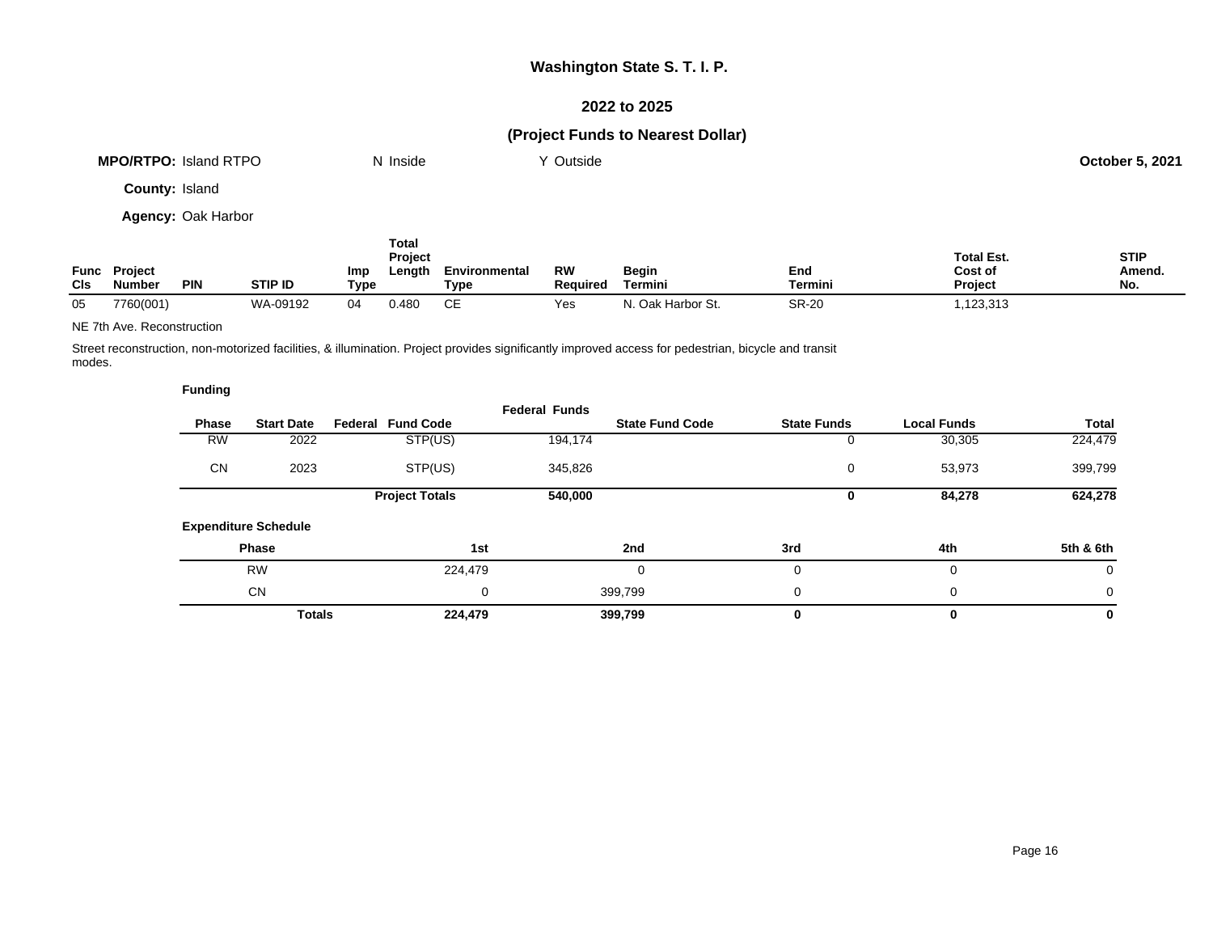**Washington State S. T. I. P.**

**2022 to 2025**

**(Project Funds to Nearest Dollar)**

**MPO/RTPO:** Island RTPO N Inside Y Outside **October 5, 2021**

**County:** Island

**Agency:** Oak Harbor

| Func Cls | Project Number | PIN | STIP ID | Imp Type | Total Project Length | Environmental Type | RW Required | Begin Termini | End Termini | Total Est. Cost of Project | STIP Amend. No. |
|---|---|---|---|---|---|---|---|---|---|---|---|
| 05 | 7760(001) | | WA-09192 | 04 | 0.480 | CE | Yes | N. Oak Harbor St. | SR-20 | 1,123,313 | |

NE 7th Ave. Reconstruction

Street reconstruction, non-motorized facilities, & illumination. Project provides significantly improved access for pedestrian, bicycle and transit modes.

**Funding**

| Phase | Start Date | Federal Fund Code | Federal Funds | State Fund Code | State Funds | Local Funds | Total |
|---|---|---|---|---|---|---|---|
| RW | 2022 | STP(US) | 194,174 | | 0 | 30,305 | 224,479 |
| CN | 2023 | STP(US) | 345,826 | | 0 | 53,973 | 399,799 |
| | | **Project Totals** | **540,000** | | **0** | **84,278** | **624,278** |

**Expenditure Schedule**

| Phase | 1st | 2nd | 3rd | 4th | 5th & 6th |
|---|---|---|---|---|---|
| RW | 224,479 | 0 | 0 | 0 | 0 |
| CN | 0 | 399,799 | 0 | 0 | 0 |
| **Totals** | **224,479** | **399,799** | **0** | **0** | **0** |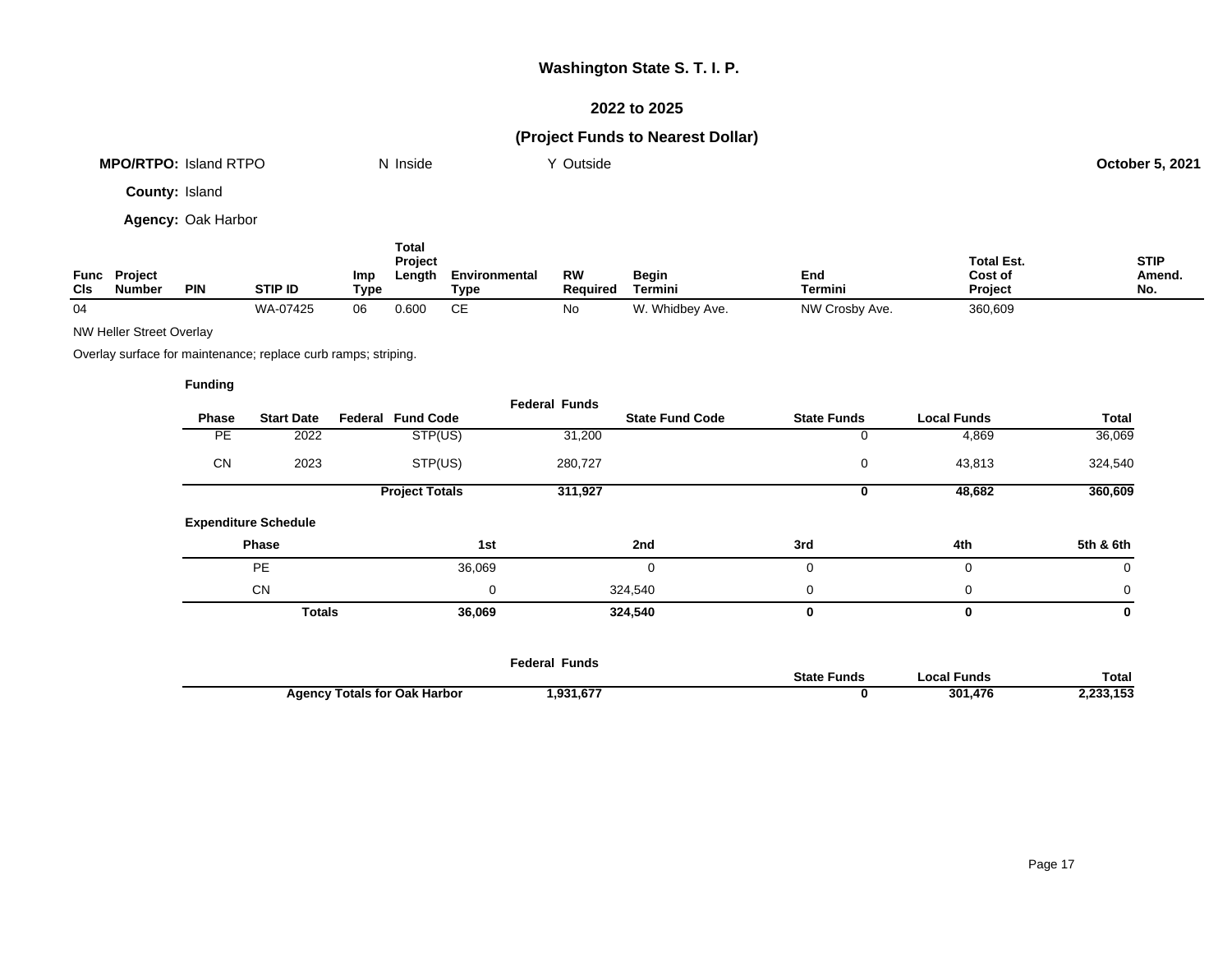# Washington State S. T. I. P.

## 2022 to 2025

## (Project Funds to Nearest Dollar)

**MPO/RTPO:** Island RTPO &nbsp;&nbsp;&nbsp; N Inside &nbsp;&nbsp;&nbsp; Y Outside &nbsp;&nbsp;&nbsp; **October 5, 2021**

**County:** Island

**Agency:** Oak Harbor

| Func Cls | Project Number | PIN | STIP ID | Imp Type | Total Project Length | Environmental Type | RW Required | Begin Termini | End Termini | Total Est. Cost of Project | STIP Amend. No. |
|---|---|---|---|---|---|---|---|---|---|---|---|
| 04 | | | WA-07425 | 06 | 0.600 | CE | No | W. Whidbey Ave. | NW Crosby Ave. | 360,609 | |

NW Heller Street Overlay

Overlay surface for maintenance; replace curb ramps; striping.

**Funding**

| Phase | Start Date | Federal Fund Code | Federal Funds | State Fund Code | State Funds | Local Funds | Total |
|---|---|---|---|---|---|---|---|
| PE | 2022 | STP(US) | 31,200 | | 0 | 4,869 | 36,069 |
| CN | 2023 | STP(US) | 280,727 | | 0 | 43,813 | 324,540 |
| | | **Project Totals** | **311,927** | | **0** | **48,682** | **360,609** |

**Expenditure Schedule**

| Phase | 1st | 2nd | 3rd | 4th | 5th & 6th |
|---|---|---|---|---|---|
| PE | 36,069 | 0 | 0 | 0 | 0 |
| CN | 0 | 324,540 | 0 | 0 | 0 |
| **Totals** | **36,069** | **324,540** | **0** | **0** | **0** |

| | Federal Funds | State Funds | Local Funds | Total |
|---|---|---|---|---|
| **Agency Totals for Oak Harbor** | **1,931,677** | **0** | **301,476** | **2,233,153** |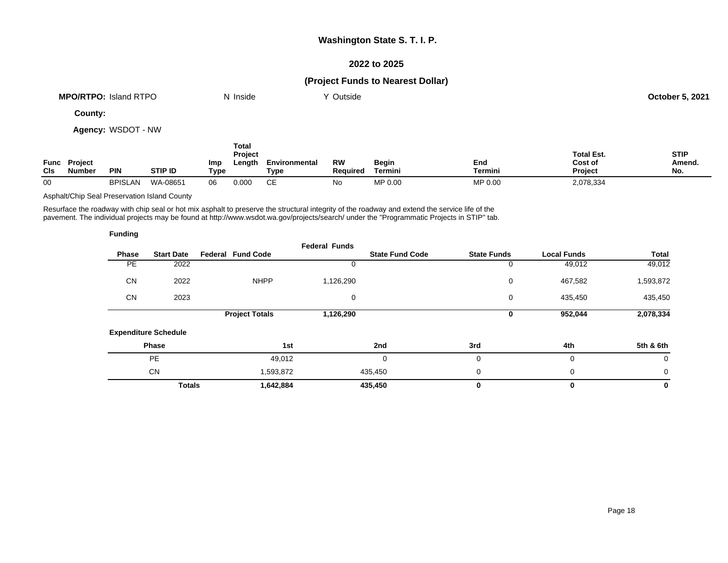## Washington State S. T. I. P.

## 2022 to 2025

## (Project Funds to Nearest Dollar)

**MPO/RTPO:** Island RTPO　　N Inside　　Y Outside　　**October 5, 2021**

**County:**

**Agency:** WSDOT - NW

| Func Cls | Project Number | PIN | STIP ID | Imp Type | Total Project Length | Environmental Type | RW Required | Begin Termini | End Termini | Total Est. Cost of Project | STIP Amend. No. |
|---|---|---|---|---|---|---|---|---|---|---|---|
| 00 | | BPISLAN | WA-08651 | 06 | 0.000 | CE | No | MP 0.00 | MP 0.00 | 2,078,334 | |

Asphalt/Chip Seal Preservation Island County

Resurface the roadway with chip seal or hot mix asphalt to preserve the structural integrity of the roadway and extend the service life of the pavement. The individual projects may be found at http://www.wsdot.wa.gov/projects/search/ under the "Programmatic Projects in STIP" tab.

**Funding**

| Phase | Start Date | Federal Fund Code | Federal Funds | State Fund Code | State Funds | Local Funds | Total |
|---|---|---|---|---|---|---|---|
| PE | 2022 | | 0 | | 0 | 49,012 | 49,012 |
| CN | 2022 | NHPP | 1,126,290 | | 0 | 467,582 | 1,593,872 |
| CN | 2023 | | 0 | | 0 | 435,450 | 435,450 |
| | | **Project Totals** | **1,126,290** | | **0** | **952,044** | **2,078,334** |

**Expenditure Schedule**

| Phase | 1st | 2nd | 3rd | 4th | 5th & 6th |
|---|---|---|---|---|---|
| PE | 49,012 | 0 | 0 | 0 | 0 |
| CN | 1,593,872 | 435,450 | 0 | 0 | 0 |
| **Totals** | **1,642,884** | **435,450** | **0** | **0** | **0** |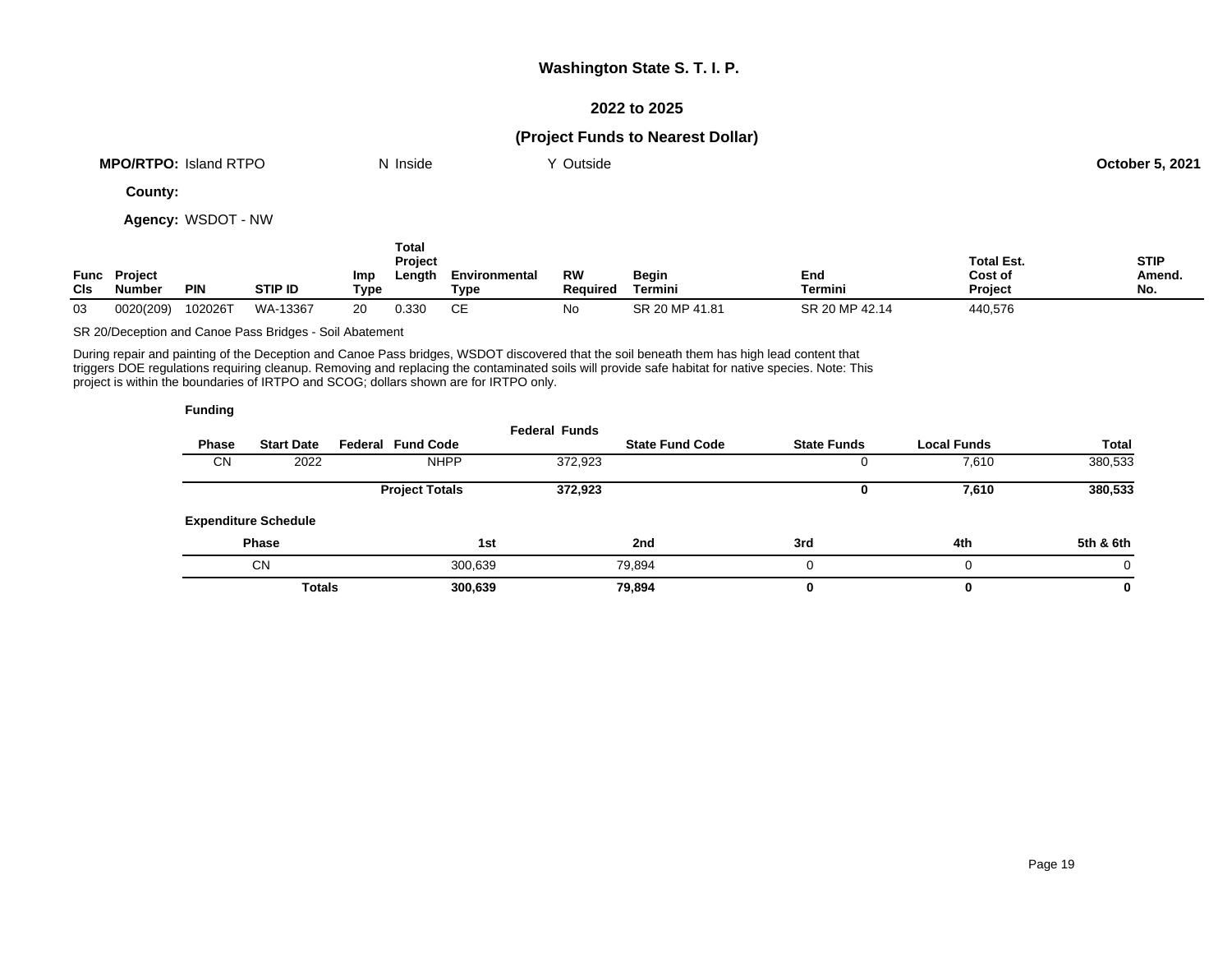# Washington State S. T. I. P.

## 2022 to 2025

## (Project Funds to Nearest Dollar)

**MPO/RTPO:** Island RTPO N Inside Y Outside **October 5, 2021**

**County:**

**Agency:** WSDOT - NW

| Func Cls | Project Number | PIN | STIP ID | Imp Type | Total Project Length | Environmental Type | RW Required | Begin Termini | End Termini | Total Est. Cost of Project | STIP Amend. No. |
|---|---|---|---|---|---|---|---|---|---|---|---|
| 03 | 0020(209) | 102026T | WA-13367 | 20 | 0.330 | CE | No | SR 20 MP 41.81 | SR 20 MP 42.14 | 440,576 | |

SR 20/Deception and Canoe Pass Bridges - Soil Abatement

During repair and painting of the Deception and Canoe Pass bridges, WSDOT discovered that the soil beneath them has high lead content that triggers DOE regulations requiring cleanup. Removing and replacing the contaminated soils will provide safe habitat for native species. Note: This project is within the boundaries of IRTPO and SCOG; dollars shown are for IRTPO only.

**Funding**

| Phase | Start Date | Federal Fund Code | Federal Funds | State Fund Code | State Funds | Local Funds | Total |
|---|---|---|---|---|---|---|---|
| CN | 2022 | NHPP | 372,923 | | 0 | 7,610 | 380,533 |
| | | **Project Totals** | **372,923** | | **0** | **7,610** | **380,533** |

**Expenditure Schedule**

| Phase | 1st | 2nd | 3rd | 4th | 5th & 6th |
|---|---|---|---|---|---|
| CN | 300,639 | 79,894 | 0 | 0 | 0 |
| **Totals** | **300,639** | **79,894** | **0** | **0** | **0** |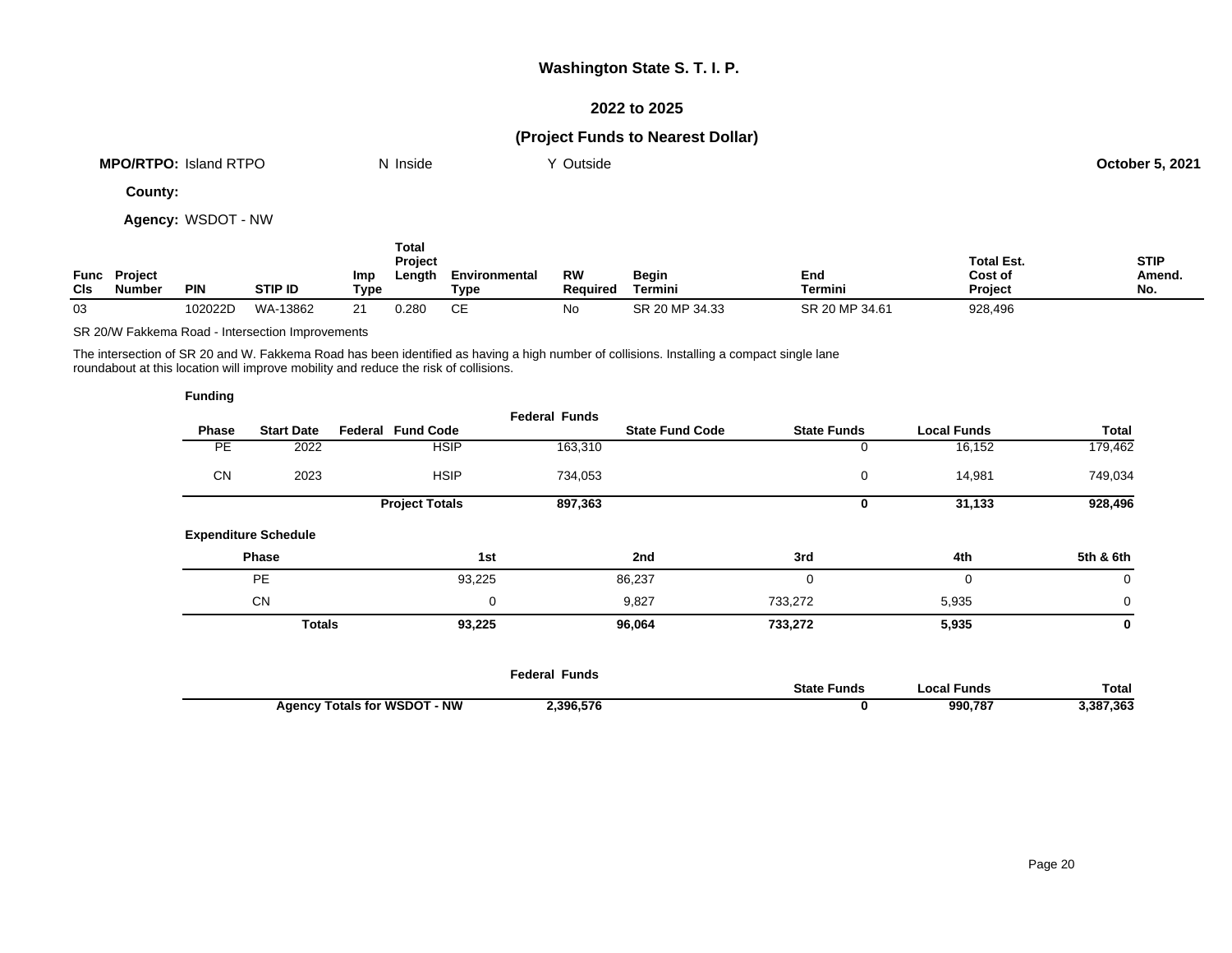# Washington State S. T. I. P.

## 2022 to 2025

## (Project Funds to Nearest Dollar)

**MPO/RTPO:** Island RTPO　　N Inside　　Y Outside　　**October 5, 2021**

**County:**

**Agency:** WSDOT - NW

| Func Cls | Project Number | PIN | STIP ID | Imp Type | Total Project Length | Environmental Type | RW Required | Begin Termini | End Termini | Total Est. Cost of Project | STIP Amend. No. |
|---|---|---|---|---|---|---|---|---|---|---|---|
| 03 | | 102022D | WA-13862 | 21 | 0.280 | CE | No | SR 20 MP 34.33 | SR 20 MP 34.61 | 928,496 | |

SR 20/W Fakkema Road - Intersection Improvements

The intersection of SR 20 and W. Fakkema Road has been identified as having a high number of collisions. Installing a compact single lane roundabout at this location will improve mobility and reduce the risk of collisions.

**Funding**

| Phase | Start Date | Federal Fund Code | Federal Funds | State Fund Code | State Funds | Local Funds | Total |
|---|---|---|---|---|---|---|---|
| PE | 2022 | HSIP | 163,310 | | 0 | 16,152 | 179,462 |
| CN | 2023 | HSIP | 734,053 | | 0 | 14,981 | 749,034 |
| | | **Project Totals** | **897,363** | | **0** | **31,133** | **928,496** |

**Expenditure Schedule**

| Phase | 1st | 2nd | 3rd | 4th | 5th & 6th |
|---|---|---|---|---|---|
| PE | 93,225 | 86,237 | 0 | 0 | 0 |
| CN | 0 | 9,827 | 733,272 | 5,935 | 0 |
| **Totals** | **93,225** | **96,064** | **733,272** | **5,935** | **0** |

| | Federal Funds | State Funds | Local Funds | Total |
|---|---|---|---|---|
| **Agency Totals for WSDOT - NW** | **2,396,576** | **0** | **990,787** | **3,387,363** |